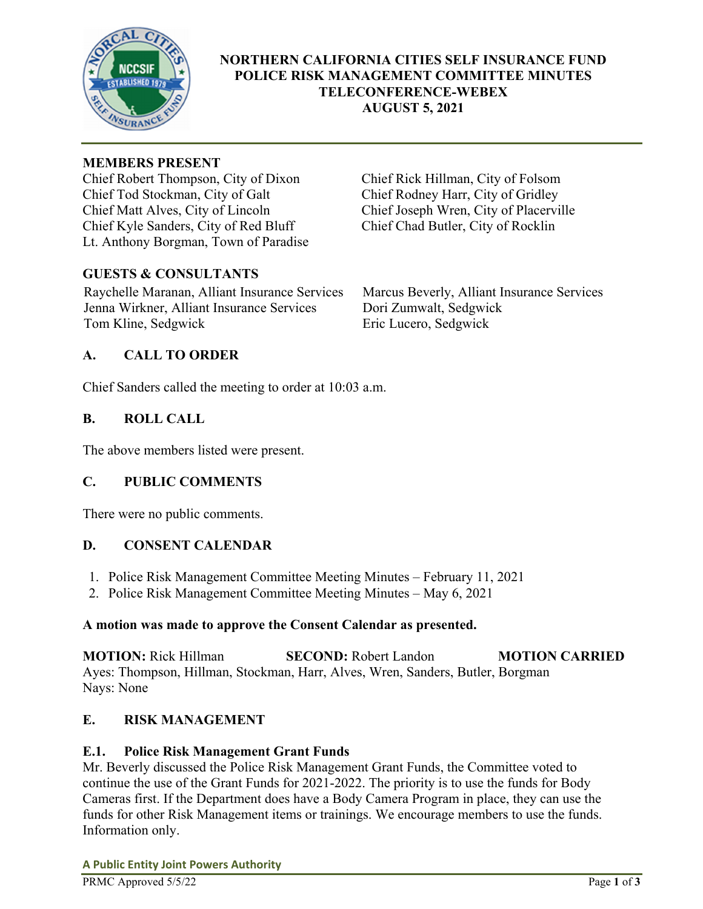# NORTHERN CALIFORNIA CITIES SELF INSURANCE FUND
## POLICE RISK MANAGEMENT COMMITTEE MINUTES
## TELECONFERENCE-WEBEX
## AUGUST 5, 2021

**MEMBERS PRESENT**

Chief Robert Thompson, City of Dixon
Chief Tod Stockman, City of Galt
Chief Matt Alves, City of Lincoln
Chief Kyle Sanders, City of Red Bluff
Lt. Anthony Borgman, Town of Paradise
Chief Rick Hillman, City of Folsom
Chief Rodney Harr, City of Gridley
Chief Joseph Wren, City of Placerville
Chief Chad Butler, City of Rocklin

**GUESTS & CONSULTANTS**

Raychelle Maranan, Alliant Insurance Services
Jenna Wirkner, Alliant Insurance Services
Tom Kline, Sedgwick
Marcus Beverly, Alliant Insurance Services
Dori Zumwalt, Sedgwick
Eric Lucero, Sedgwick

### A. CALL TO ORDER

Chief Sanders called the meeting to order at 10:03 a.m.

### B. ROLL CALL

The above members listed were present.

### C. PUBLIC COMMENTS

There were no public comments.

### D. CONSENT CALENDAR

1. Police Risk Management Committee Meeting Minutes – February 11, 2021
2. Police Risk Management Committee Meeting Minutes – May 6, 2021

**A motion was made to approve the Consent Calendar as presented.**

**MOTION:** Rick Hillman **SECOND:** Robert Landon **MOTION CARRIED**
Ayes: Thompson, Hillman, Stockman, Harr, Alves, Wren, Sanders, Butler, Borgman
Nays: None

### E. RISK MANAGEMENT

#### E.1. Police Risk Management Grant Funds

Mr. Beverly discussed the Police Risk Management Grant Funds, the Committee voted to continue the use of the Grant Funds for 2021-2022. The priority is to use the funds for Body Cameras first. If the Department does have a Body Camera Program in place, they can use the funds for other Risk Management items or trainings. We encourage members to use the funds. Information only.

**A Public Entity Joint Powers Authority**

PRMC Approved 5/5/22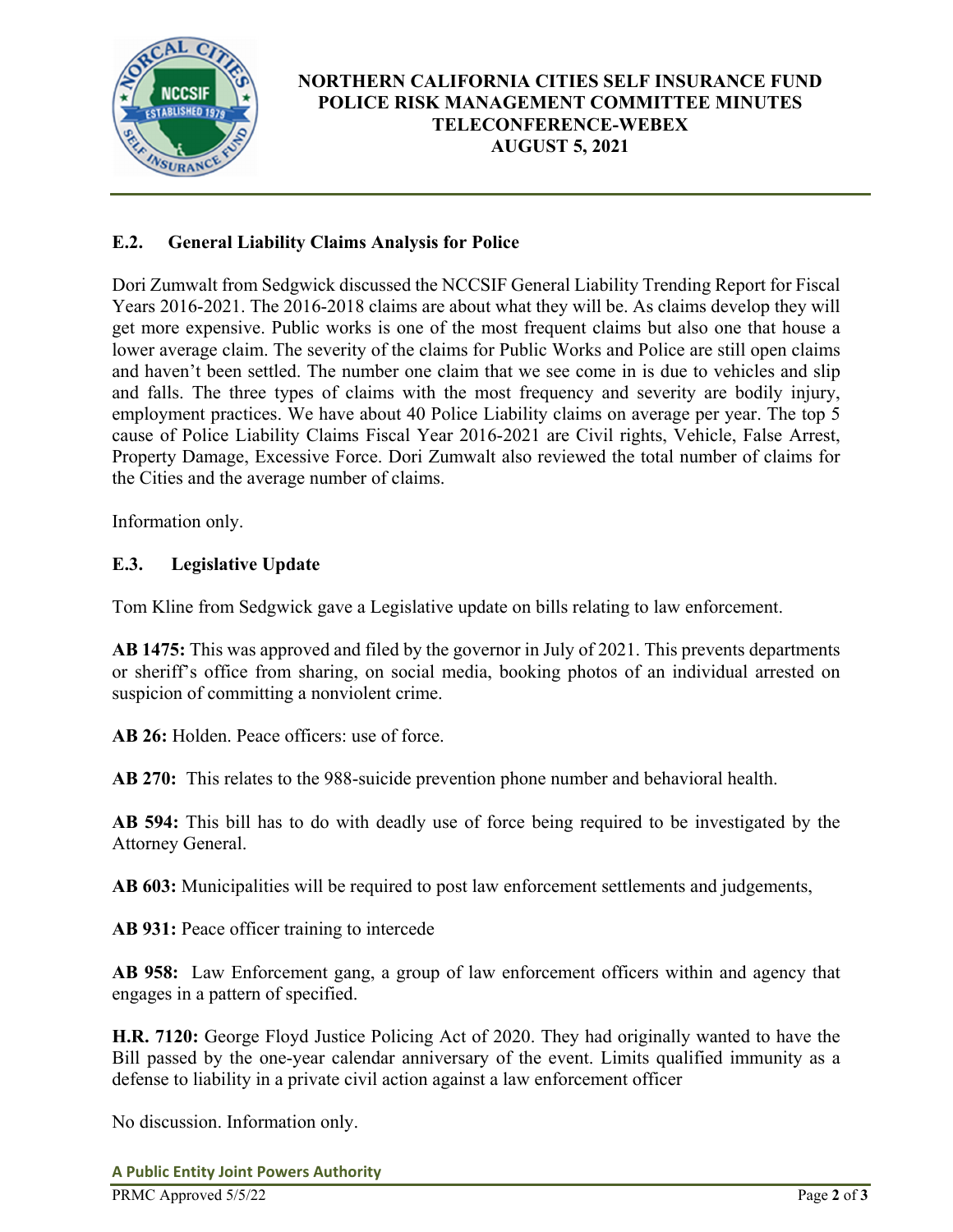## E.2. General Liability Claims Analysis for Police

Dori Zumwalt from Sedgwick discussed the NCCSIF General Liability Trending Report for Fiscal Years 2016-2021. The 2016-2018 claims are about what they will be. As claims develop they will get more expensive. Public works is one of the most frequent claims but also one that house a lower average claim. The severity of the claims for Public Works and Police are still open claims and haven't been settled. The number one claim that we see come in is due to vehicles and slip and falls. The three types of claims with the most frequency and severity are bodily injury, employment practices. We have about 40 Police Liability claims on average per year. The top 5 cause of Police Liability Claims Fiscal Year 2016-2021 are Civil rights, Vehicle, False Arrest, Property Damage, Excessive Force. Dori Zumwalt also reviewed the total number of claims for the Cities and the average number of claims.

Information only.

## E.3. Legislative Update

Tom Kline from Sedgwick gave a Legislative update on bills relating to law enforcement.

**AB 1475:** This was approved and filed by the governor in July of 2021. This prevents departments or sheriff's office from sharing, on social media, booking photos of an individual arrested on suspicion of committing a nonviolent crime.

**AB 26:** Holden. Peace officers: use of force.

**AB 270:** This relates to the 988-suicide prevention phone number and behavioral health.

**AB 594:** This bill has to do with deadly use of force being required to be investigated by the Attorney General.

**AB 603:** Municipalities will be required to post law enforcement settlements and judgements,

**AB 931:** Peace officer training to intercede

**AB 958:** Law Enforcement gang, a group of law enforcement officers within and agency that engages in a pattern of specified.

**H.R. 7120:** George Floyd Justice Policing Act of 2020. They had originally wanted to have the Bill passed by the one-year calendar anniversary of the event. Limits qualified immunity as a defense to liability in a private civil action against a law enforcement officer

No discussion. Information only.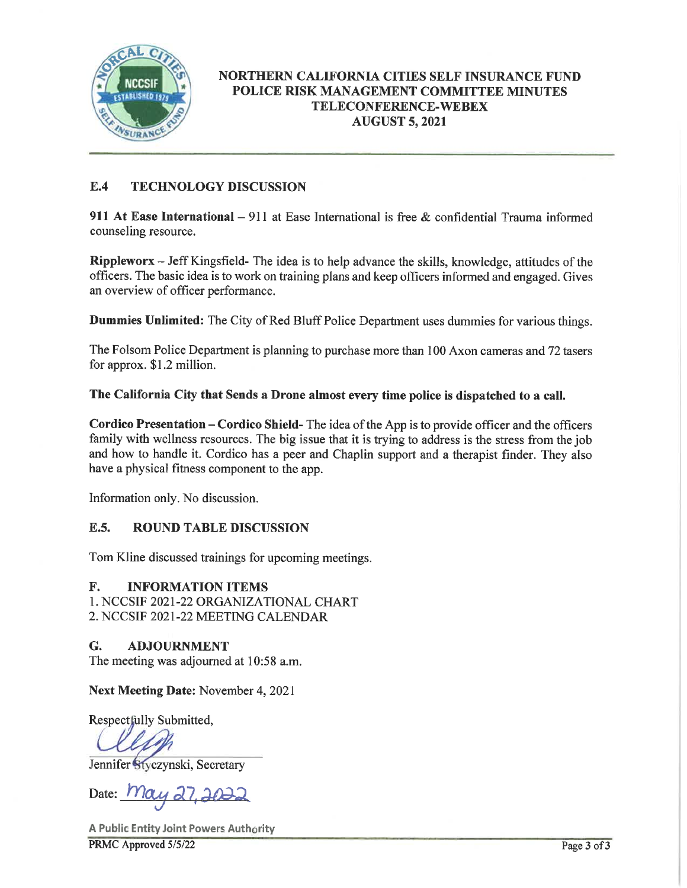# NORTHERN CALIFORNIA CITIES SELF INSURANCE FUND POLICE RISK MANAGEMENT COMMITTEE MINUTES TELECONFERENCE-WEBEX AUGUST 5, 2021

## E.4 TECHNOLOGY DISCUSSION

**911 At Ease International** – 911 at Ease International is free & confidential Trauma informed counseling resource.

**Rippleworx** – Jeff Kingsfield- The idea is to help advance the skills, knowledge, attitudes of the officers. The basic idea is to work on training plans and keep officers informed and engaged. Gives an overview of officer performance.

**Dummies Unlimited:** The City of Red Bluff Police Department uses dummies for various things.

The Folsom Police Department is planning to purchase more than 100 Axon cameras and 72 tasers for approx. $1.2 million.

**The California City that Sends a Drone almost every time police is dispatched to a call.**

**Cordico Presentation – Cordico Shield-** The idea of the App is to provide officer and the officers family with wellness resources. The big issue that it is trying to address is the stress from the job and how to handle it. Cordico has a peer and Chaplin support and a therapist finder. They also have a physical fitness component to the app.

Information only. No discussion.

## E.5. ROUND TABLE DISCUSSION

Tom Kline discussed trainings for upcoming meetings.

## F. INFORMATION ITEMS

1. NCCSIF 2021-22 ORGANIZATIONAL CHART
2. NCCSIF 2021-22 MEETING CALENDAR

## G. ADJOURNMENT

The meeting was adjourned at 10:58 a.m.

**Next Meeting Date:** November 4, 2021

Respectfully Submitted,

Jennifer Styczynski, Secretary

Date: May 27, 2022

A Public Entity Joint Powers Authority

PRMC Approved 5/5/22